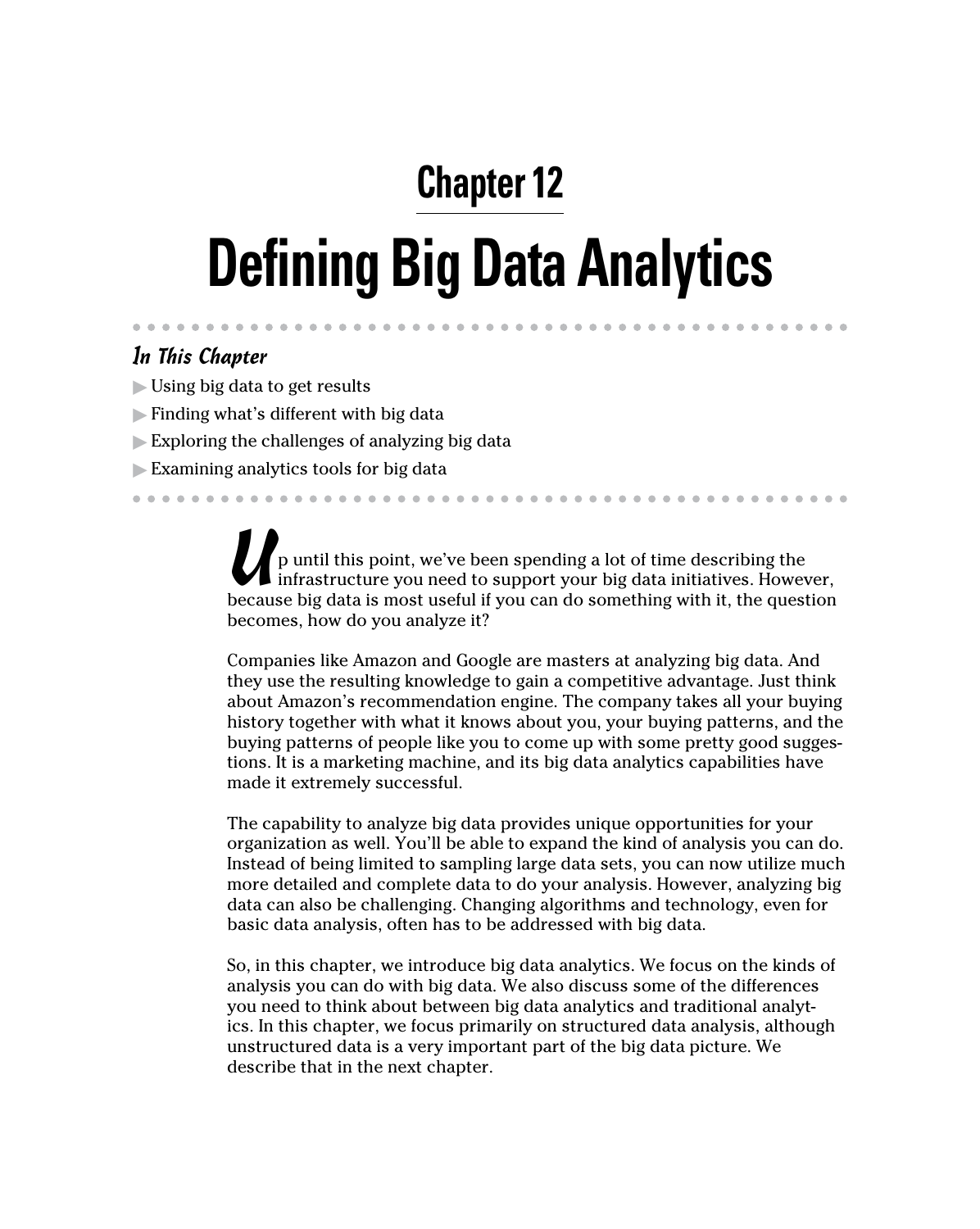# Chapter 12

# Defining Big Data Analytics

### *In This Chapter*

- Using big data to get results
- Finding what's different with big data
- Exploring the challenges of analyzing big data
- Examining analytics tools for big data

Up until this point, we've been spending a lot of time describing the infrastructure you need to support your big data initiatives. However, because big data is most useful if you can do something with it, the question becomes, how do you analyze it?

Companies like Amazon and Google are masters at analyzing big data. And they use the resulting knowledge to gain a competitive advantage. Just think about Amazon's recommendation engine. The company takes all your buying history together with what it knows about you, your buying patterns, and the buying patterns of people like you to come up with some pretty good suggestions. It is a marketing machine, and its big data analytics capabilities have made it extremely successful.

The capability to analyze big data provides unique opportunities for your organization as well. You'll be able to expand the kind of analysis you can do. Instead of being limited to sampling large data sets, you can now utilize much more detailed and complete data to do your analysis. However, analyzing big data can also be challenging. Changing algorithms and technology, even for basic data analysis, often has to be addressed with big data.

So, in this chapter, we introduce big data analytics. We focus on the kinds of analysis you can do with big data. We also discuss some of the differences you need to think about between big data analytics and traditional analytics. In this chapter, we focus primarily on structured data analysis, although unstructured data is a very important part of the big data picture. We describe that in the next chapter.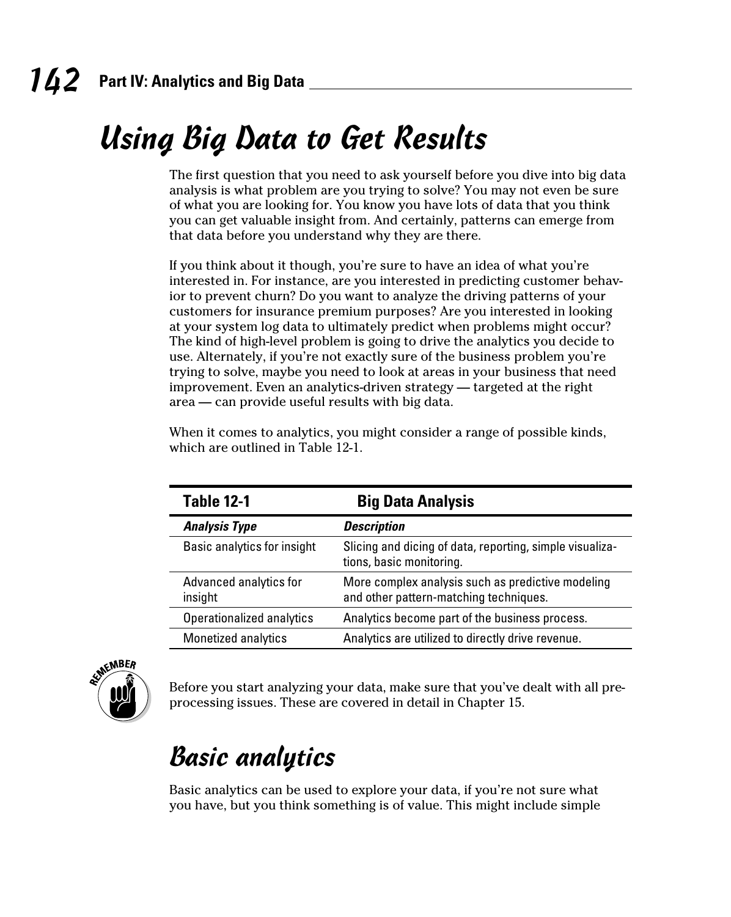# Using Big Data to Get Results

The first question that you need to ask yourself before you dive into big data analysis is what problem are you trying to solve? You may not even be sure of what you are looking for. You know you have lots of data that you think you can get valuable insight from. And certainly, patterns can emerge from that data before you understand why they are there.

If you think about it though, you're sure to have an idea of what you're interested in. For instance, are you interested in predicting customer behavior to prevent churn? Do you want to analyze the driving patterns of your customers for insurance premium purposes? Are you interested in looking at your system log data to ultimately predict when problems might occur? The kind of high-level problem is going to drive the analytics you decide to use. Alternately, if you're not exactly sure of the business problem you're trying to solve, maybe you need to look at areas in your business that need improvement. Even an analytics-driven strategy — targeted at the right area — can provide useful results with big data.

When it comes to analytics, you might consider a range of possible kinds, which are outlined in Table 12-1.

**Table 12-1 Big Data Analysis**

| *Analysis Type* | *Description* |
|---|---|
| Basic analytics for insight | Slicing and dicing of data, reporting, simple visualizations, basic monitoring. |
| Advanced analytics for insight | More complex analysis such as predictive modeling and other pattern-matching techniques. |
| Operationalized analytics | Analytics become part of the business process. |
| Monetized analytics | Analytics are utilized to directly drive revenue. |

REMEMBER: Before you start analyzing your data, make sure that you've dealt with all preprocessing issues. These are covered in detail in Chapter 15.

## Basic analytics

Basic analytics can be used to explore your data, if you're not sure what you have, but you think something is of value. This might include simple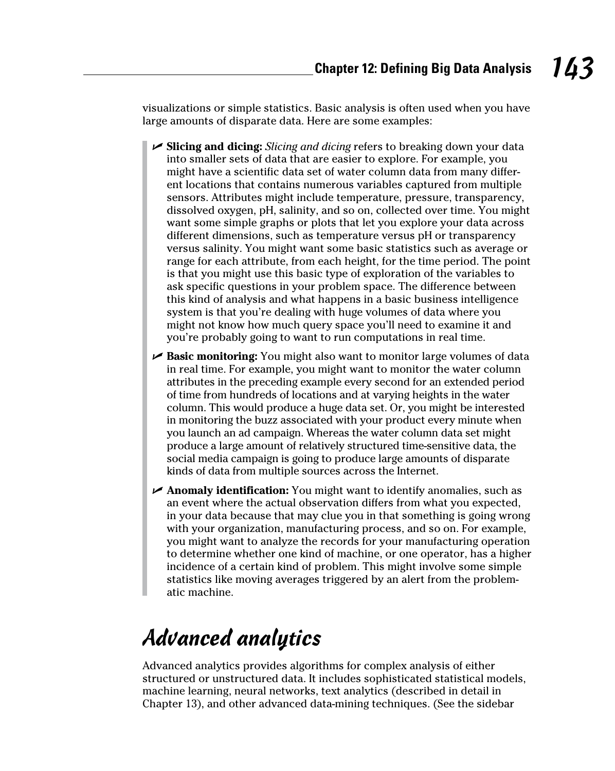visualizations or simple statistics. Basic analysis is often used when you have large amounts of disparate data. Here are some examples:

- **Slicing and dicing:** *Slicing and dicing* refers to breaking down your data into smaller sets of data that are easier to explore. For example, you might have a scientific data set of water column data from many different locations that contains numerous variables captured from multiple sensors. Attributes might include temperature, pressure, transparency, dissolved oxygen, pH, salinity, and so on, collected over time. You might want some simple graphs or plots that let you explore your data across different dimensions, such as temperature versus pH or transparency versus salinity. You might want some basic statistics such as average or range for each attribute, from each height, for the time period. The point is that you might use this basic type of exploration of the variables to ask specific questions in your problem space. The difference between this kind of analysis and what happens in a basic business intelligence system is that you're dealing with huge volumes of data where you might not know how much query space you'll need to examine it and you're probably going to want to run computations in real time.
- **Basic monitoring:** You might also want to monitor large volumes of data in real time. For example, you might want to monitor the water column attributes in the preceding example every second for an extended period of time from hundreds of locations and at varying heights in the water column. This would produce a huge data set. Or, you might be interested in monitoring the buzz associated with your product every minute when you launch an ad campaign. Whereas the water column data set might produce a large amount of relatively structured time-sensitive data, the social media campaign is going to produce large amounts of disparate kinds of data from multiple sources across the Internet.
- **Anomaly identification:** You might want to identify anomalies, such as an event where the actual observation differs from what you expected, in your data because that may clue you in that something is going wrong with your organization, manufacturing process, and so on. For example, you might want to analyze the records for your manufacturing operation to determine whether one kind of machine, or one operator, has a higher incidence of a certain kind of problem. This might involve some simple statistics like moving averages triggered by an alert from the problematic machine.

## Advanced analytics

Advanced analytics provides algorithms for complex analysis of either structured or unstructured data. It includes sophisticated statistical models, machine learning, neural networks, text analytics (described in detail in Chapter 13), and other advanced data-mining techniques. (See the sidebar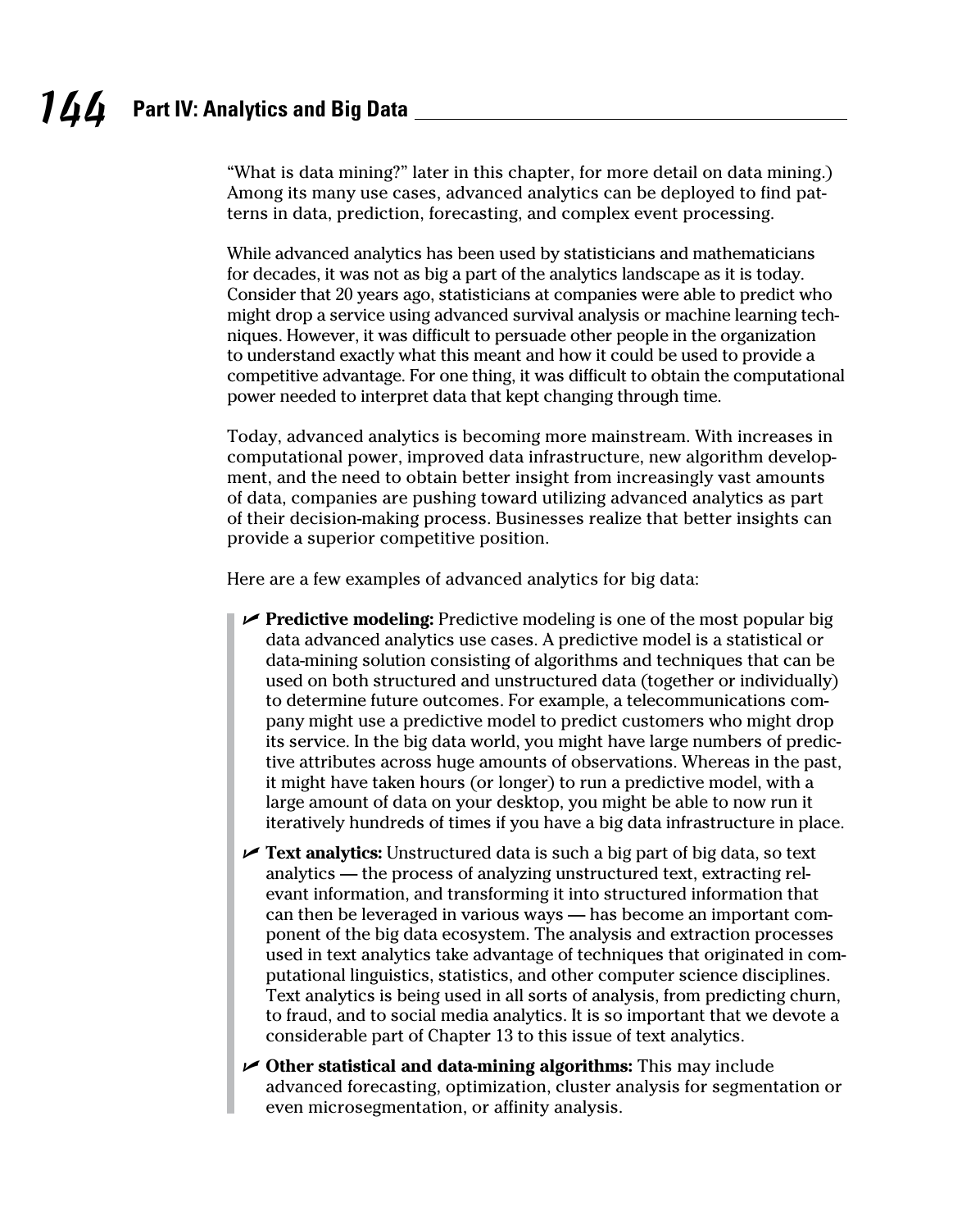"What is data mining?" later in this chapter, for more detail on data mining.) Among its many use cases, advanced analytics can be deployed to find patterns in data, prediction, forecasting, and complex event processing.

While advanced analytics has been used by statisticians and mathematicians for decades, it was not as big a part of the analytics landscape as it is today. Consider that 20 years ago, statisticians at companies were able to predict who might drop a service using advanced survival analysis or machine learning techniques. However, it was difficult to persuade other people in the organization to understand exactly what this meant and how it could be used to provide a competitive advantage. For one thing, it was difficult to obtain the computational power needed to interpret data that kept changing through time.

Today, advanced analytics is becoming more mainstream. With increases in computational power, improved data infrastructure, new algorithm development, and the need to obtain better insight from increasingly vast amounts of data, companies are pushing toward utilizing advanced analytics as part of their decision-making process. Businesses realize that better insights can provide a superior competitive position.

Here are a few examples of advanced analytics for big data:

- **Predictive modeling:** Predictive modeling is one of the most popular big data advanced analytics use cases. A predictive model is a statistical or data-mining solution consisting of algorithms and techniques that can be used on both structured and unstructured data (together or individually) to determine future outcomes. For example, a telecommunications company might use a predictive model to predict customers who might drop its service. In the big data world, you might have large numbers of predictive attributes across huge amounts of observations. Whereas in the past, it might have taken hours (or longer) to run a predictive model, with a large amount of data on your desktop, you might be able to now run it iteratively hundreds of times if you have a big data infrastructure in place.
- **Text analytics:** Unstructured data is such a big part of big data, so text analytics — the process of analyzing unstructured text, extracting relevant information, and transforming it into structured information that can then be leveraged in various ways — has become an important component of the big data ecosystem. The analysis and extraction processes used in text analytics take advantage of techniques that originated in computational linguistics, statistics, and other computer science disciplines. Text analytics is being used in all sorts of analysis, from predicting churn, to fraud, and to social media analytics. It is so important that we devote a considerable part of Chapter 13 to this issue of text analytics.
- **Other statistical and data-mining algorithms:** This may include advanced forecasting, optimization, cluster analysis for segmentation or even microsegmentation, or affinity analysis.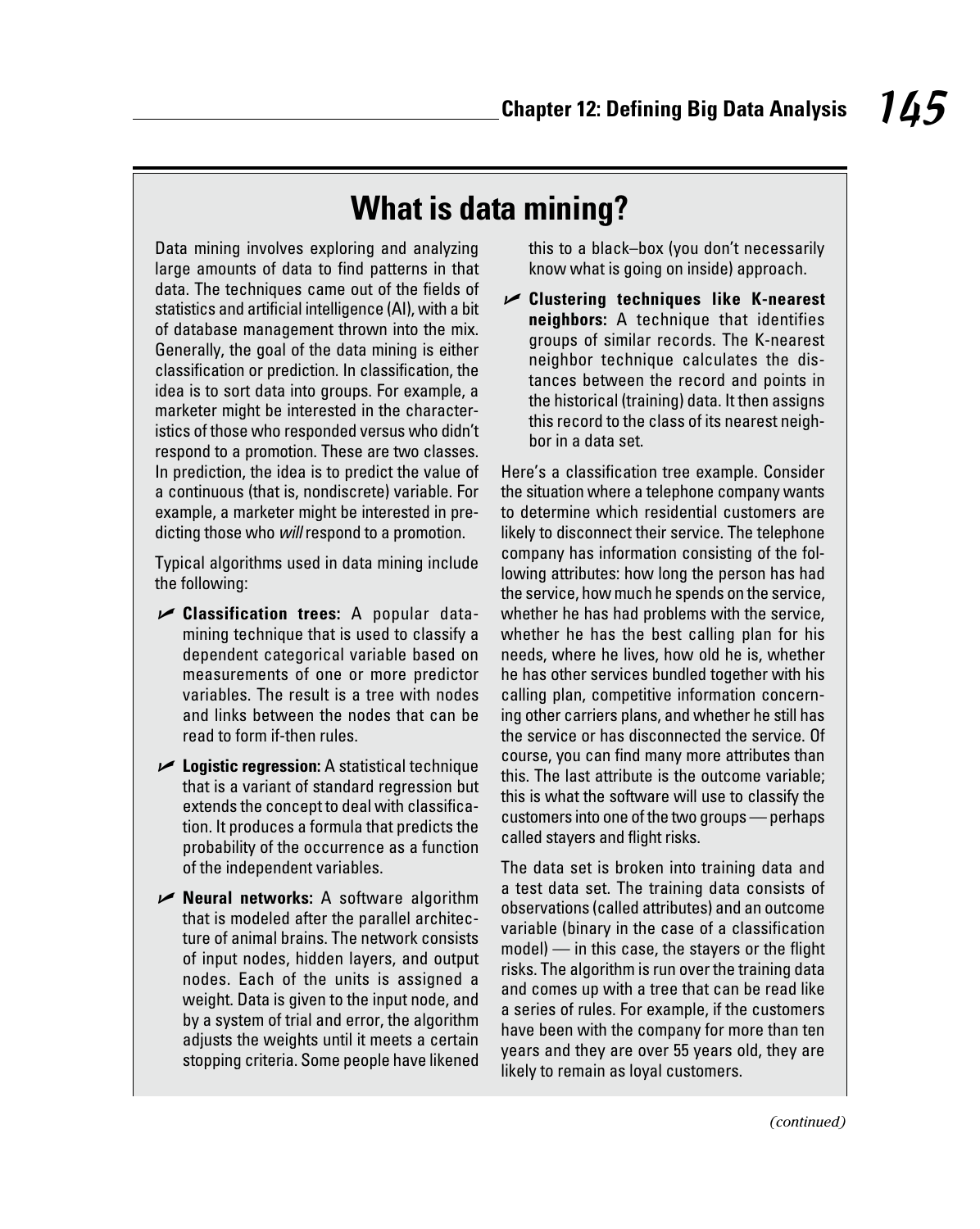## What is data mining?

Data mining involves exploring and analyzing large amounts of data to find patterns in that data. The techniques came out of the fields of statistics and artificial intelligence (AI), with a bit of database management thrown into the mix. Generally, the goal of the data mining is either classification or prediction. In classification, the idea is to sort data into groups. For example, a marketer might be interested in the characteristics of those who responded versus who didn't respond to a promotion. These are two classes. In prediction, the idea is to predict the value of a continuous (that is, nondiscrete) variable. For example, a marketer might be interested in predicting those who *will* respond to a promotion.

Typical algorithms used in data mining include the following:

- **Classification trees:** A popular data-mining technique that is used to classify a dependent categorical variable based on measurements of one or more predictor variables. The result is a tree with nodes and links between the nodes that can be read to form if-then rules.
- **Logistic regression:** A statistical technique that is a variant of standard regression but extends the concept to deal with classification. It produces a formula that predicts the probability of the occurrence as a function of the independent variables.
- **Neural networks:** A software algorithm that is modeled after the parallel architecture of animal brains. The network consists of input nodes, hidden layers, and output nodes. Each of the units is assigned a weight. Data is given to the input node, and by a system of trial and error, the algorithm adjusts the weights until it meets a certain stopping criteria. Some people have likened this to a black–box (you don't necessarily know what is going on inside) approach.
- **Clustering techniques like K-nearest neighbors:** A technique that identifies groups of similar records. The K-nearest neighbor technique calculates the distances between the record and points in the historical (training) data. It then assigns this record to the class of its nearest neighbor in a data set.

Here's a classification tree example. Consider the situation where a telephone company wants to determine which residential customers are likely to disconnect their service. The telephone company has information consisting of the following attributes: how long the person has had the service, how much he spends on the service, whether he has had problems with the service, whether he has the best calling plan for his needs, where he lives, how old he is, whether he has other services bundled together with his calling plan, competitive information concerning other carriers plans, and whether he still has the service or has disconnected the service. Of course, you can find many more attributes than this. The last attribute is the outcome variable; this is what the software will use to classify the customers into one of the two groups — perhaps called stayers and flight risks.

The data set is broken into training data and a test data set. The training data consists of observations (called attributes) and an outcome variable (binary in the case of a classification model) — in this case, the stayers or the flight risks. The algorithm is run over the training data and comes up with a tree that can be read like a series of rules. For example, if the customers have been with the company for more than ten years and they are over 55 years old, they are likely to remain as loyal customers.

*(continued)*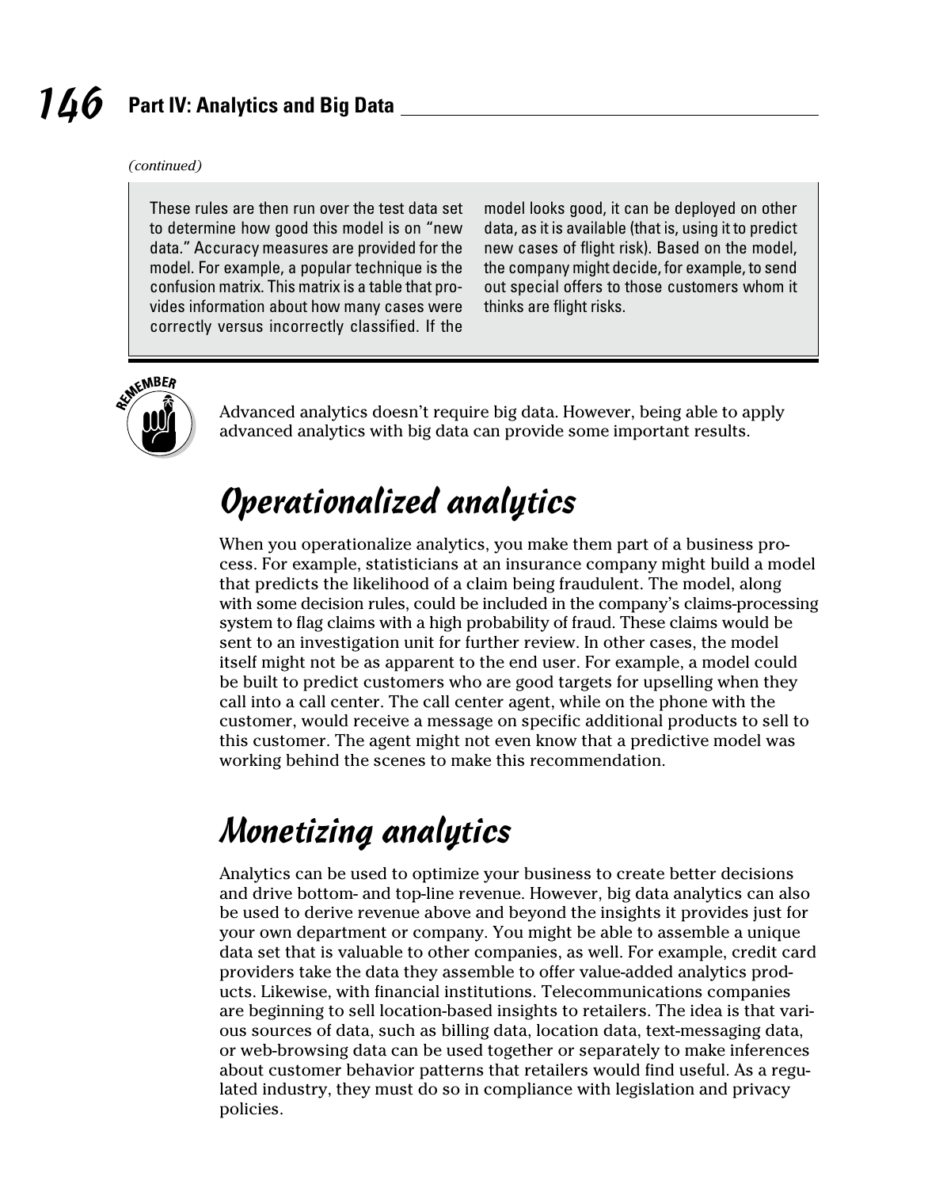*(continued)*

These rules are then run over the test data set to determine how good this model is on "new data." Accuracy measures are provided for the model. For example, a popular technique is the confusion matrix. This matrix is a table that provides information about how many cases were correctly versus incorrectly classified. If the model looks good, it can be deployed on other data, as it is available (that is, using it to predict new cases of flight risk). Based on the model, the company might decide, for example, to send out special offers to those customers whom it thinks are flight risks.

REMEMBER

Advanced analytics doesn't require big data. However, being able to apply advanced analytics with big data can provide some important results.

## Operationalized analytics

When you operationalize analytics, you make them part of a business process. For example, statisticians at an insurance company might build a model that predicts the likelihood of a claim being fraudulent. The model, along with some decision rules, could be included in the company's claims-processing system to flag claims with a high probability of fraud. These claims would be sent to an investigation unit for further review. In other cases, the model itself might not be as apparent to the end user. For example, a model could be built to predict customers who are good targets for upselling when they call into a call center. The call center agent, while on the phone with the customer, would receive a message on specific additional products to sell to this customer. The agent might not even know that a predictive model was working behind the scenes to make this recommendation.

## Monetizing analytics

Analytics can be used to optimize your business to create better decisions and drive bottom- and top-line revenue. However, big data analytics can also be used to derive revenue above and beyond the insights it provides just for your own department or company. You might be able to assemble a unique data set that is valuable to other companies, as well. For example, credit card providers take the data they assemble to offer value-added analytics products. Likewise, with financial institutions. Telecommunications companies are beginning to sell location-based insights to retailers. The idea is that various sources of data, such as billing data, location data, text-messaging data, or web-browsing data can be used together or separately to make inferences about customer behavior patterns that retailers would find useful. As a regulated industry, they must do so in compliance with legislation and privacy policies.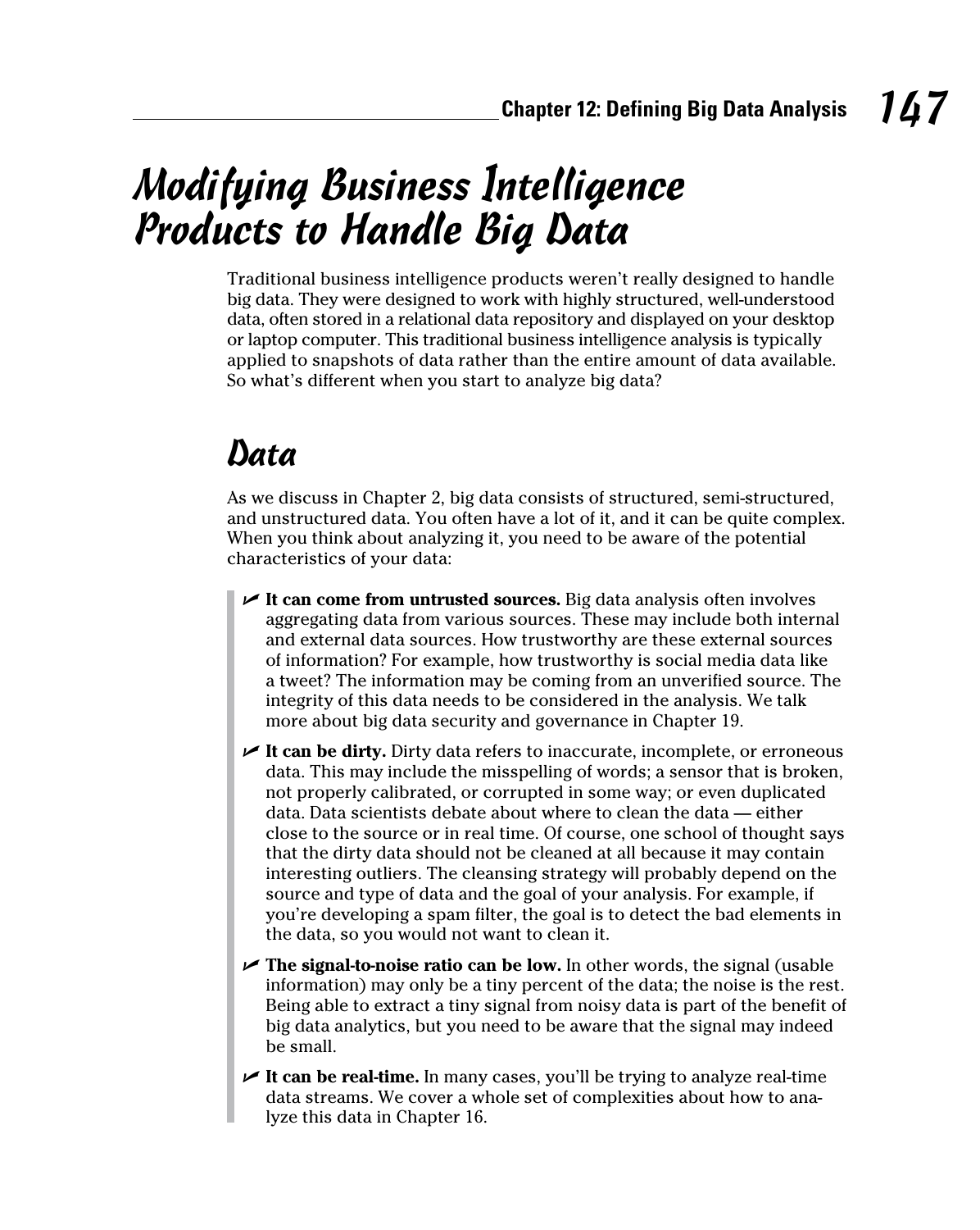# Modifying Business Intelligence Products to Handle Big Data

Traditional business intelligence products weren't really designed to handle big data. They were designed to work with highly structured, well-understood data, often stored in a relational data repository and displayed on your desktop or laptop computer. This traditional business intelligence analysis is typically applied to snapshots of data rather than the entire amount of data available. So what's different when you start to analyze big data?

## Data

As we discuss in Chapter 2, big data consists of structured, semi-structured, and unstructured data. You often have a lot of it, and it can be quite complex. When you think about analyzing it, you need to be aware of the potential characteristics of your data:

- **It can come from untrusted sources.** Big data analysis often involves aggregating data from various sources. These may include both internal and external data sources. How trustworthy are these external sources of information? For example, how trustworthy is social media data like a tweet? The information may be coming from an unverified source. The integrity of this data needs to be considered in the analysis. We talk more about big data security and governance in Chapter 19.
- **It can be dirty.** Dirty data refers to inaccurate, incomplete, or erroneous data. This may include the misspelling of words; a sensor that is broken, not properly calibrated, or corrupted in some way; or even duplicated data. Data scientists debate about where to clean the data — either close to the source or in real time. Of course, one school of thought says that the dirty data should not be cleaned at all because it may contain interesting outliers. The cleansing strategy will probably depend on the source and type of data and the goal of your analysis. For example, if you're developing a spam filter, the goal is to detect the bad elements in the data, so you would not want to clean it.
- **The signal-to-noise ratio can be low.** In other words, the signal (usable information) may only be a tiny percent of the data; the noise is the rest. Being able to extract a tiny signal from noisy data is part of the benefit of big data analytics, but you need to be aware that the signal may indeed be small.
- **It can be real-time.** In many cases, you'll be trying to analyze real-time data streams. We cover a whole set of complexities about how to analyze this data in Chapter 16.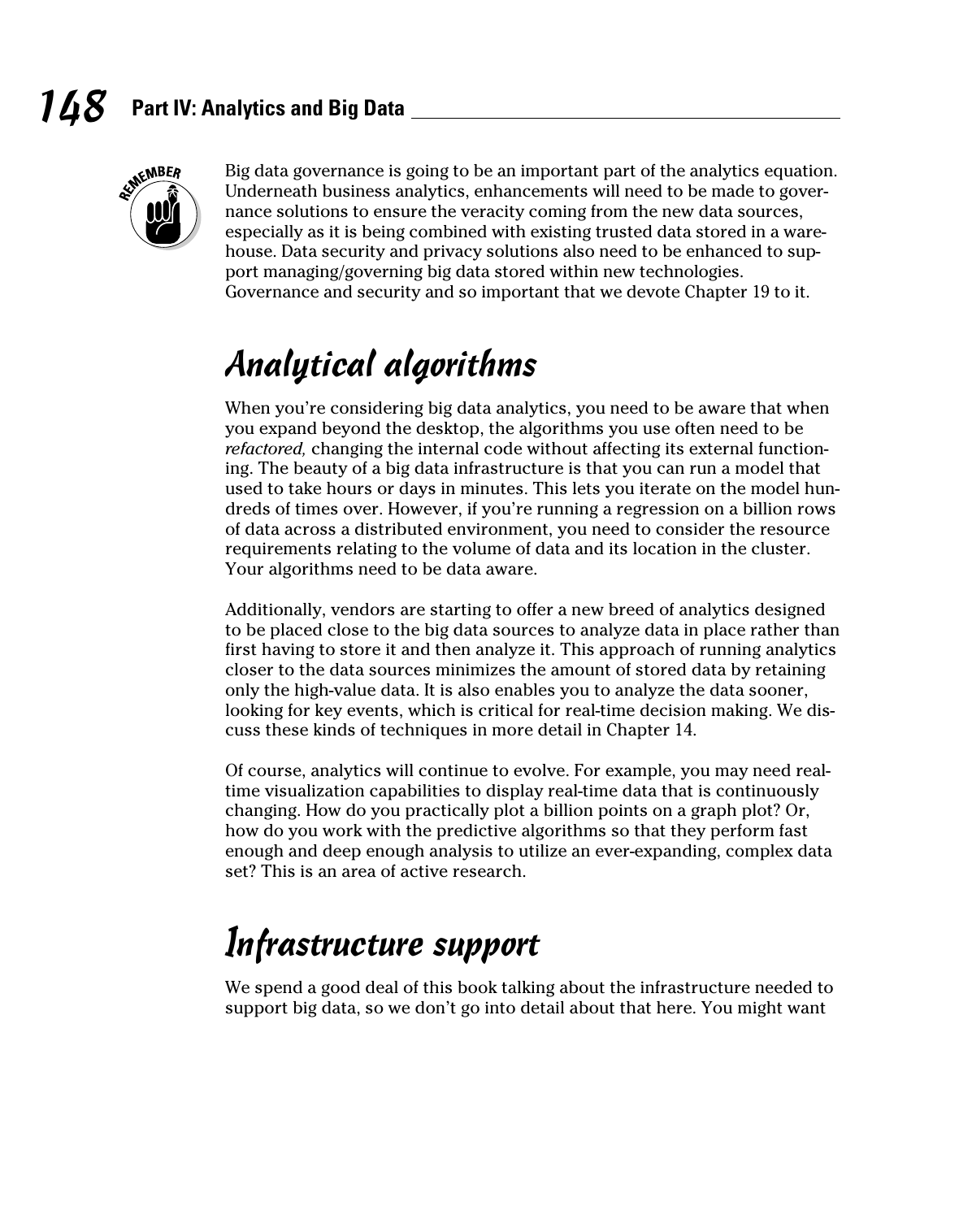Big data governance is going to be an important part of the analytics equation. Underneath business analytics, enhancements will need to be made to governance solutions to ensure the veracity coming from the new data sources, especially as it is being combined with existing trusted data stored in a warehouse. Data security and privacy solutions also need to be enhanced to support managing/governing big data stored within new technologies. Governance and security and so important that we devote Chapter 19 to it.

## Analytical algorithms

When you're considering big data analytics, you need to be aware that when you expand beyond the desktop, the algorithms you use often need to be *refactored,* changing the internal code without affecting its external functioning. The beauty of a big data infrastructure is that you can run a model that used to take hours or days in minutes. This lets you iterate on the model hundreds of times over. However, if you're running a regression on a billion rows of data across a distributed environment, you need to consider the resource requirements relating to the volume of data and its location in the cluster. Your algorithms need to be data aware.

Additionally, vendors are starting to offer a new breed of analytics designed to be placed close to the big data sources to analyze data in place rather than first having to store it and then analyze it. This approach of running analytics closer to the data sources minimizes the amount of stored data by retaining only the high-value data. It is also enables you to analyze the data sooner, looking for key events, which is critical for real-time decision making. We discuss these kinds of techniques in more detail in Chapter 14.

Of course, analytics will continue to evolve. For example, you may need real-time visualization capabilities to display real-time data that is continuously changing. How do you practically plot a billion points on a graph plot? Or, how do you work with the predictive algorithms so that they perform fast enough and deep enough analysis to utilize an ever-expanding, complex data set? This is an area of active research.

## Infrastructure support

We spend a good deal of this book talking about the infrastructure needed to support big data, so we don't go into detail about that here. You might want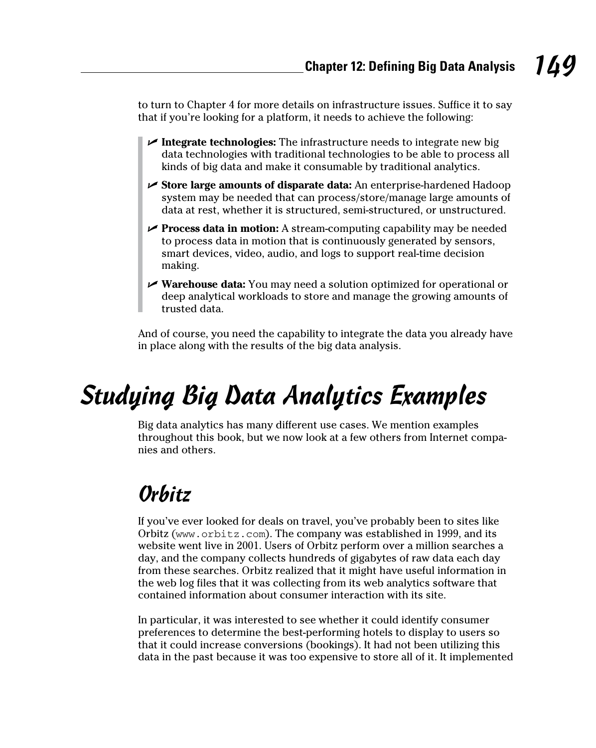to turn to Chapter 4 for more details on infrastructure issues. Suffice it to say that if you're looking for a platform, it needs to achieve the following:

- **Integrate technologies:** The infrastructure needs to integrate new big data technologies with traditional technologies to be able to process all kinds of big data and make it consumable by traditional analytics.
- **Store large amounts of disparate data:** An enterprise-hardened Hadoop system may be needed that can process/store/manage large amounts of data at rest, whether it is structured, semi-structured, or unstructured.
- **Process data in motion:** A stream-computing capability may be needed to process data in motion that is continuously generated by sensors, smart devices, video, audio, and logs to support real-time decision making.
- **Warehouse data:** You may need a solution optimized for operational or deep analytical workloads to store and manage the growing amounts of trusted data.

And of course, you need the capability to integrate the data you already have in place along with the results of the big data analysis.

# Studying Big Data Analytics Examples

Big data analytics has many different use cases. We mention examples throughout this book, but we now look at a few others from Internet companies and others.

## Orbitz

If you've ever looked for deals on travel, you've probably been to sites like Orbitz (`www.orbitz.com`). The company was established in 1999, and its website went live in 2001. Users of Orbitz perform over a million searches a day, and the company collects hundreds of gigabytes of raw data each day from these searches. Orbitz realized that it might have useful information in the web log files that it was collecting from its web analytics software that contained information about consumer interaction with its site.

In particular, it was interested to see whether it could identify consumer preferences to determine the best-performing hotels to display to users so that it could increase conversions (bookings). It had not been utilizing this data in the past because it was too expensive to store all of it. It implemented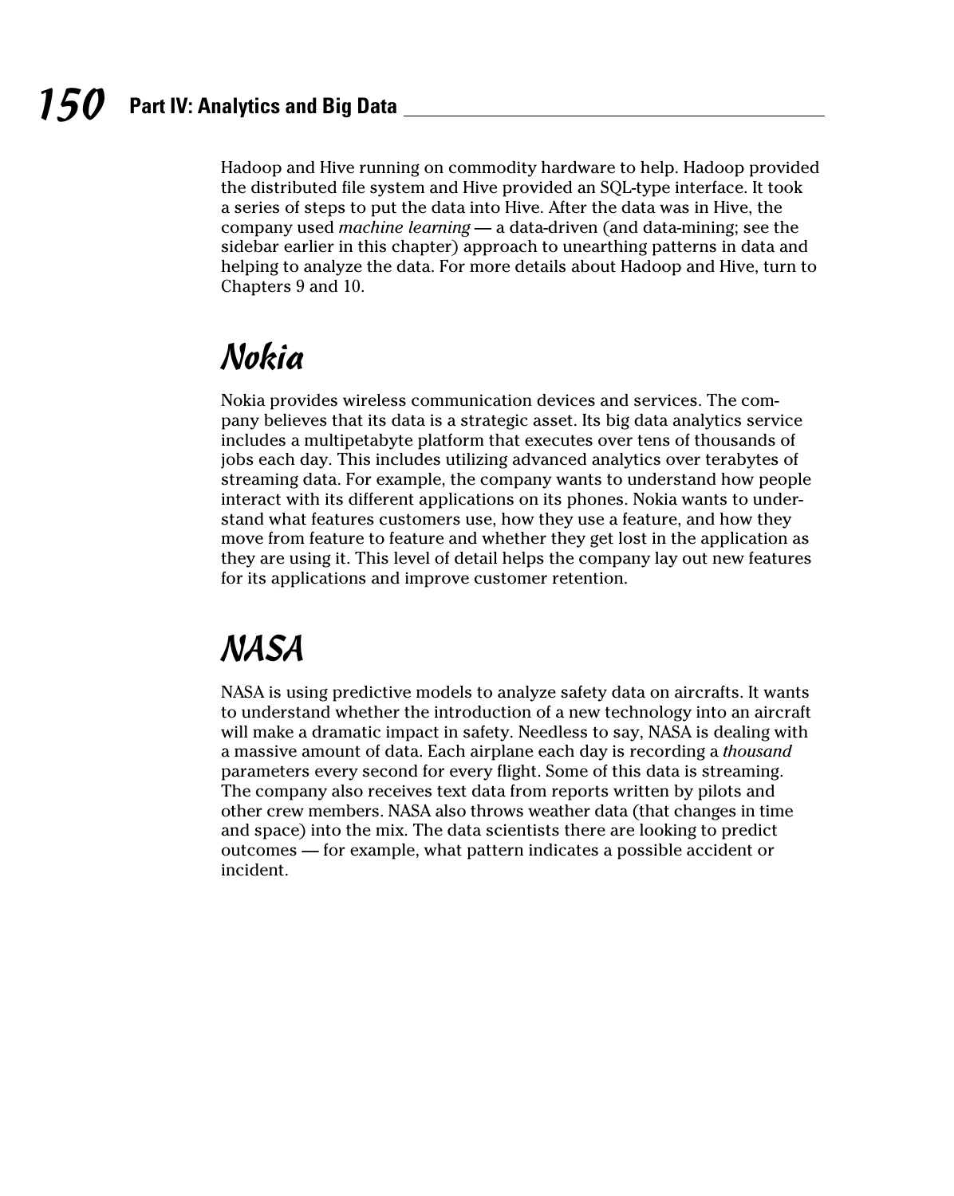Hadoop and Hive running on commodity hardware to help. Hadoop provided the distributed file system and Hive provided an SQL-type interface. It took a series of steps to put the data into Hive. After the data was in Hive, the company used *machine learning* — a data-driven (and data-mining; see the sidebar earlier in this chapter) approach to unearthing patterns in data and helping to analyze the data. For more details about Hadoop and Hive, turn to Chapters 9 and 10.

## Nokia

Nokia provides wireless communication devices and services. The company believes that its data is a strategic asset. Its big data analytics service includes a multipetabyte platform that executes over tens of thousands of jobs each day. This includes utilizing advanced analytics over terabytes of streaming data. For example, the company wants to understand how people interact with its different applications on its phones. Nokia wants to understand what features customers use, how they use a feature, and how they move from feature to feature and whether they get lost in the application as they are using it. This level of detail helps the company lay out new features for its applications and improve customer retention.

## NASA

NASA is using predictive models to analyze safety data on aircrafts. It wants to understand whether the introduction of a new technology into an aircraft will make a dramatic impact in safety. Needless to say, NASA is dealing with a massive amount of data. Each airplane each day is recording a *thousand* parameters every second for every flight. Some of this data is streaming. The company also receives text data from reports written by pilots and other crew members. NASA also throws weather data (that changes in time and space) into the mix. The data scientists there are looking to predict outcomes — for example, what pattern indicates a possible accident or incident.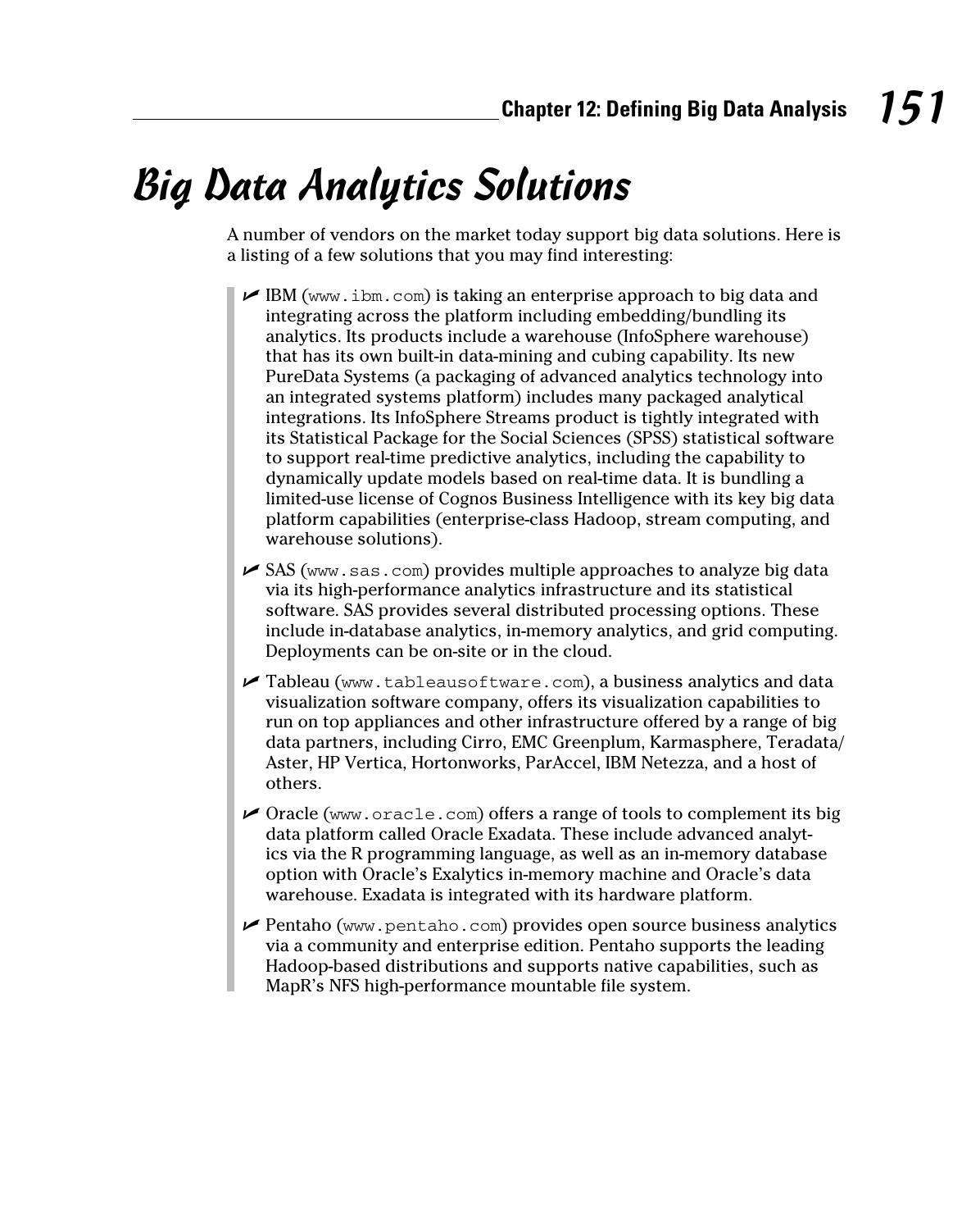# Big Data Analytics Solutions

A number of vendors on the market today support big data solutions. Here is a listing of a few solutions that you may find interesting:

- IBM (`www.ibm.com`) is taking an enterprise approach to big data and integrating across the platform including embedding/bundling its analytics. Its products include a warehouse (InfoSphere warehouse) that has its own built-in data-mining and cubing capability. Its new PureData Systems (a packaging of advanced analytics technology into an integrated systems platform) includes many packaged analytical integrations. Its InfoSphere Streams product is tightly integrated with its Statistical Package for the Social Sciences (SPSS) statistical software to support real-time predictive analytics, including the capability to dynamically update models based on real-time data. It is bundling a limited-use license of Cognos Business Intelligence with its key big data platform capabilities (enterprise-class Hadoop, stream computing, and warehouse solutions).
- SAS (`www.sas.com`) provides multiple approaches to analyze big data via its high-performance analytics infrastructure and its statistical software. SAS provides several distributed processing options. These include in-database analytics, in-memory analytics, and grid computing. Deployments can be on-site or in the cloud.
- Tableau (`www.tableausoftware.com`), a business analytics and data visualization software company, offers its visualization capabilities to run on top appliances and other infrastructure offered by a range of big data partners, including Cirro, EMC Greenplum, Karmasphere, Teradata/Aster, HP Vertica, Hortonworks, ParAccel, IBM Netezza, and a host of others.
- Oracle (`www.oracle.com`) offers a range of tools to complement its big data platform called Oracle Exadata. These include advanced analytics via the R programming language, as well as an in-memory database option with Oracle's Exalytics in-memory machine and Oracle's data warehouse. Exadata is integrated with its hardware platform.
- Pentaho (`www.pentaho.com`) provides open source business analytics via a community and enterprise edition. Pentaho supports the leading Hadoop-based distributions and supports native capabilities, such as MapR's NFS high-performance mountable file system.